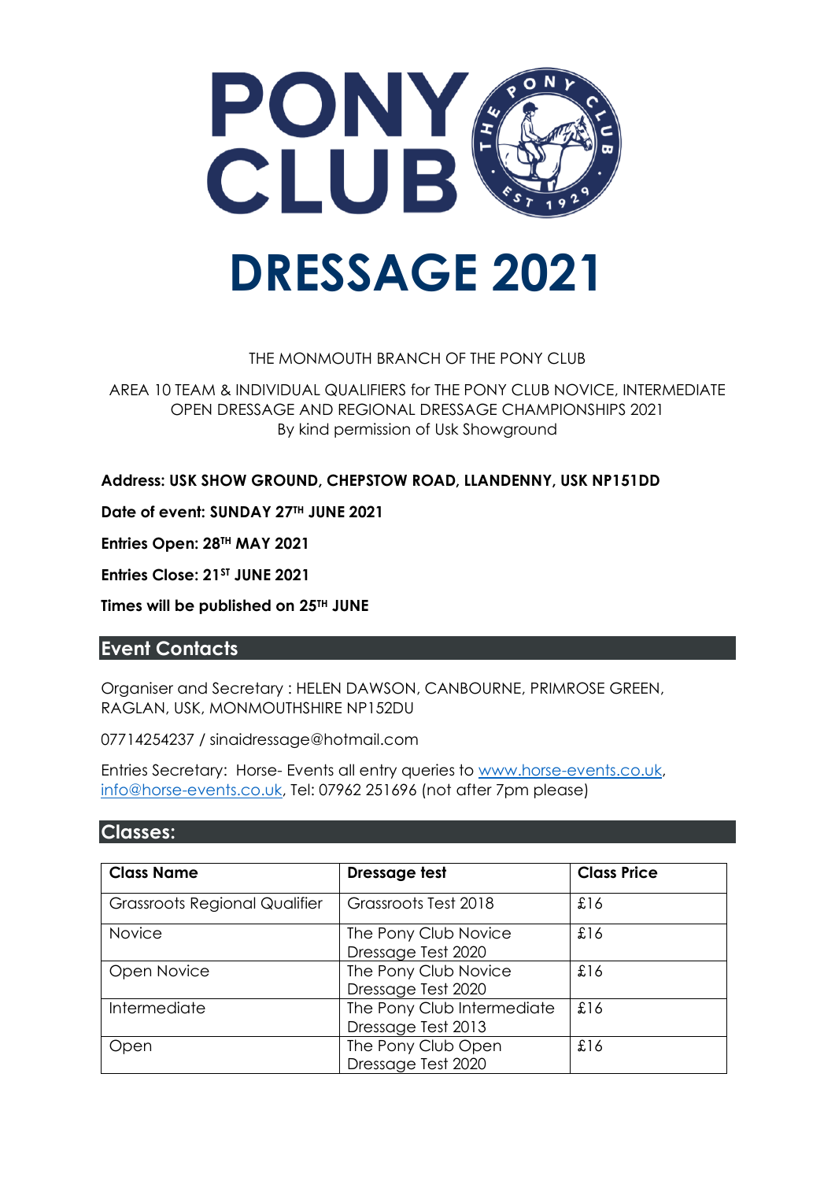# PONY CLUB

# DRESSAGE 2021

THE MONMOUTH BRANCH OF THE PONY CLUB

AREA 10 TEAM & INDIVIDUAL QUALIFIERS for THE PONY CLUB NOVICE, INTERMEDIATE OPEN DRESSAGE AND REGIONAL DRESSAGE CHAMPIONSHIPS 2021
By kind permission of Usk Showground

**Address: USK SHOW GROUND, CHEPSTOW ROAD, LLANDENNY, USK NP151DD**

**Date of event: SUNDAY 27TH JUNE 2021**

**Entries Open: 28TH MAY 2021**

**Entries Close: 21ST JUNE 2021**

**Times will be published on 25TH JUNE**

## Event Contacts

Organiser and Secretary : HELEN DAWSON, CANBOURNE, PRIMROSE GREEN, RAGLAN, USK, MONMOUTHSHIRE NP152DU

07714254237 / sinaidressage@hotmail.com

Entries Secretary: Horse- Events all entry queries to www.horse-events.co.uk, info@horse-events.co.uk, Tel: 07962 251696 (not after 7pm please)

## Classes:

| Class Name | Dressage test | Class Price |
|---|---|---|
| Grassroots Regional Qualifier | Grassroots Test 2018 | £16 |
| Novice | The Pony Club Novice Dressage Test 2020 | £16 |
| Open Novice | The Pony Club Novice Dressage Test 2020 | £16 |
| Intermediate | The Pony Club Intermediate Dressage Test 2013 | £16 |
| Open | The Pony Club Open Dressage Test 2020 | £16 |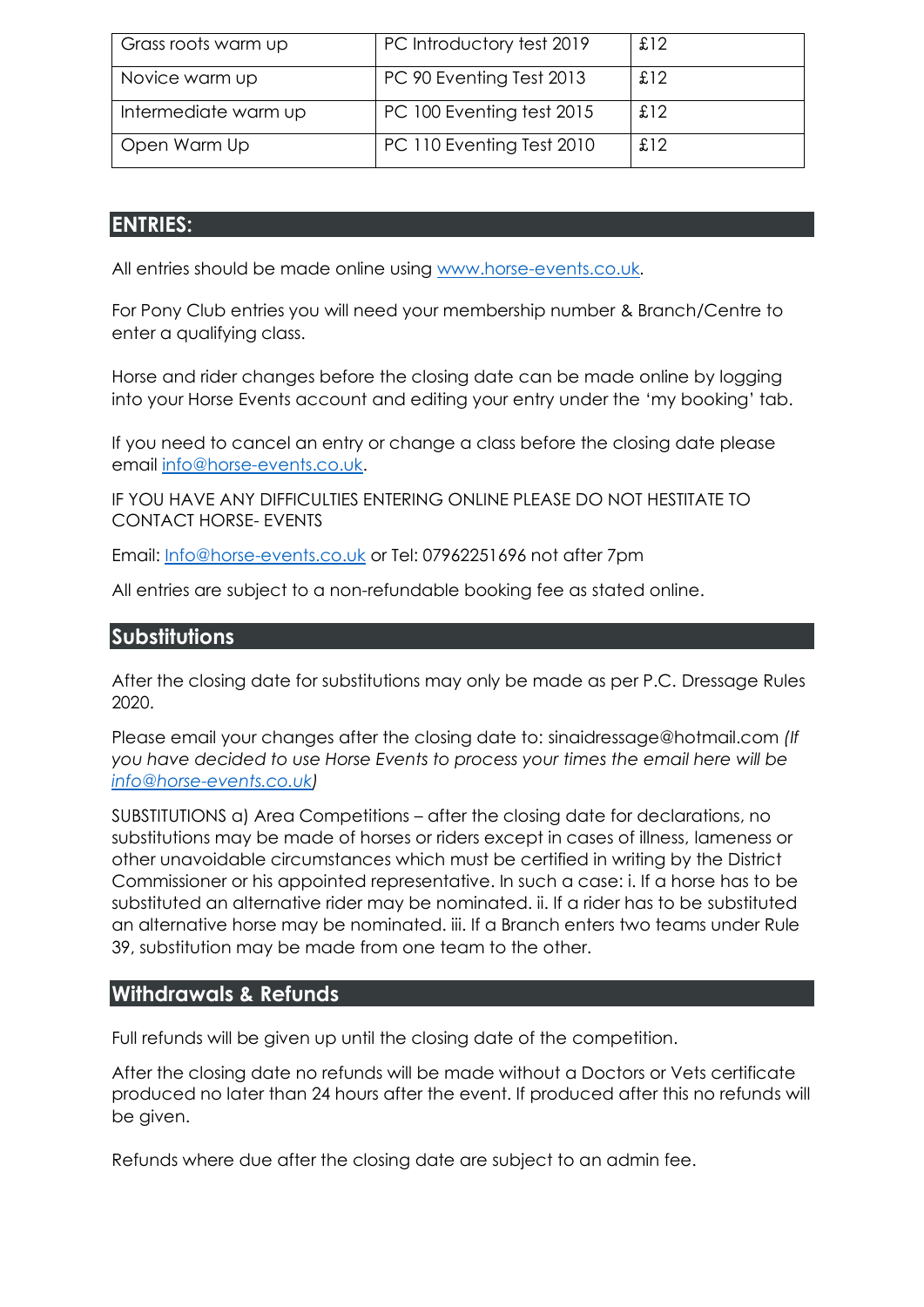| Grass roots warm up | PC Introductory test 2019 | £12 |
|---|---|---|
| Novice warm up | PC 90 Eventing Test 2013 | £12 |
| Intermediate warm up | PC 100 Eventing test 2015 | £12 |
| Open Warm Up | PC 110 Eventing Test 2010 | £12 |

## ENTRIES:

All entries should be made online using www.horse-events.co.uk.

For Pony Club entries you will need your membership number & Branch/Centre to enter a qualifying class.

Horse and rider changes before the closing date can be made online by logging into your Horse Events account and editing your entry under the 'my booking' tab.

If you need to cancel an entry or change a class before the closing date please email info@horse-events.co.uk.

IF YOU HAVE ANY DIFFICULTIES ENTERING ONLINE PLEASE DO NOT HESITATE TO CONTACT HORSE- EVENTS

Email: Info@horse-events.co.uk or Tel: 07962251696 not after 7pm

All entries are subject to a non-refundable booking fee as stated online.

## Substitutions

After the closing date for substitutions may only be made as per P.C. Dressage Rules 2020.

Please email your changes after the closing date to: sinaidressage@hotmail.com *(If you have decided to use Horse Events to process your times the email here will be info@horse-events.co.uk)*

SUBSTITUTIONS a) Area Competitions – after the closing date for declarations, no substitutions may be made of horses or riders except in cases of illness, lameness or other unavoidable circumstances which must be certified in writing by the District Commissioner or his appointed representative. In such a case: i. If a horse has to be substituted an alternative rider may be nominated. ii. If a rider has to be substituted an alternative horse may be nominated. iii. If a Branch enters two teams under Rule 39, substitution may be made from one team to the other.

## Withdrawals & Refunds

Full refunds will be given up until the closing date of the competition.

After the closing date no refunds will be made without a Doctors or Vets certificate produced no later than 24 hours after the event. If produced after this no refunds will be given.

Refunds where due after the closing date are subject to an admin fee.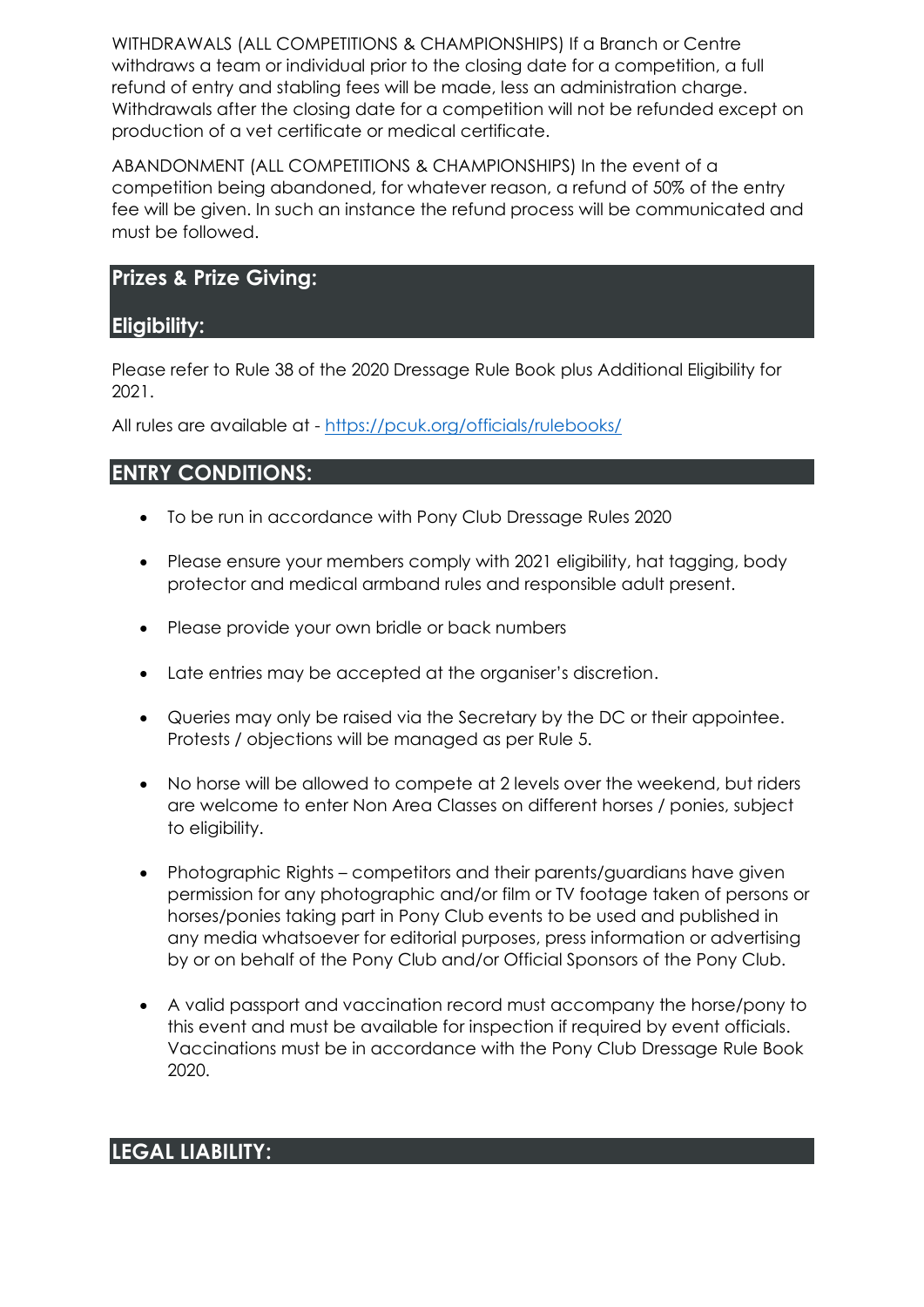WITHDRAWALS (ALL COMPETITIONS & CHAMPIONSHIPS) If a Branch or Centre withdraws a team or individual prior to the closing date for a competition, a full refund of entry and stabling fees will be made, less an administration charge. Withdrawals after the closing date for a competition will not be refunded except on production of a vet certificate or medical certificate.

ABANDONMENT (ALL COMPETITIONS & CHAMPIONSHIPS) In the event of a competition being abandoned, for whatever reason, a refund of 50% of the entry fee will be given. In such an instance the refund process will be communicated and must be followed.

## Prizes & Prize Giving:

## Eligibility:

Please refer to Rule 38 of the 2020 Dressage Rule Book plus Additional Eligibility for 2021.

All rules are available at - https://pcuk.org/officials/rulebooks/

## ENTRY CONDITIONS:

- To be run in accordance with Pony Club Dressage Rules 2020
- Please ensure your members comply with 2021 eligibility, hat tagging, body protector and medical armband rules and responsible adult present.
- Please provide your own bridle or back numbers
- Late entries may be accepted at the organiser's discretion.
- Queries may only be raised via the Secretary by the DC or their appointee. Protests / objections will be managed as per Rule 5.
- No horse will be allowed to compete at 2 levels over the weekend, but riders are welcome to enter Non Area Classes on different horses / ponies, subject to eligibility.
- Photographic Rights – competitors and their parents/guardians have given permission for any photographic and/or film or TV footage taken of persons or horses/ponies taking part in Pony Club events to be used and published in any media whatsoever for editorial purposes, press information or advertising by or on behalf of the Pony Club and/or Official Sponsors of the Pony Club.
- A valid passport and vaccination record must accompany the horse/pony to this event and must be available for inspection if required by event officials. Vaccinations must be in accordance with the Pony Club Dressage Rule Book 2020.

## LEGAL LIABILITY: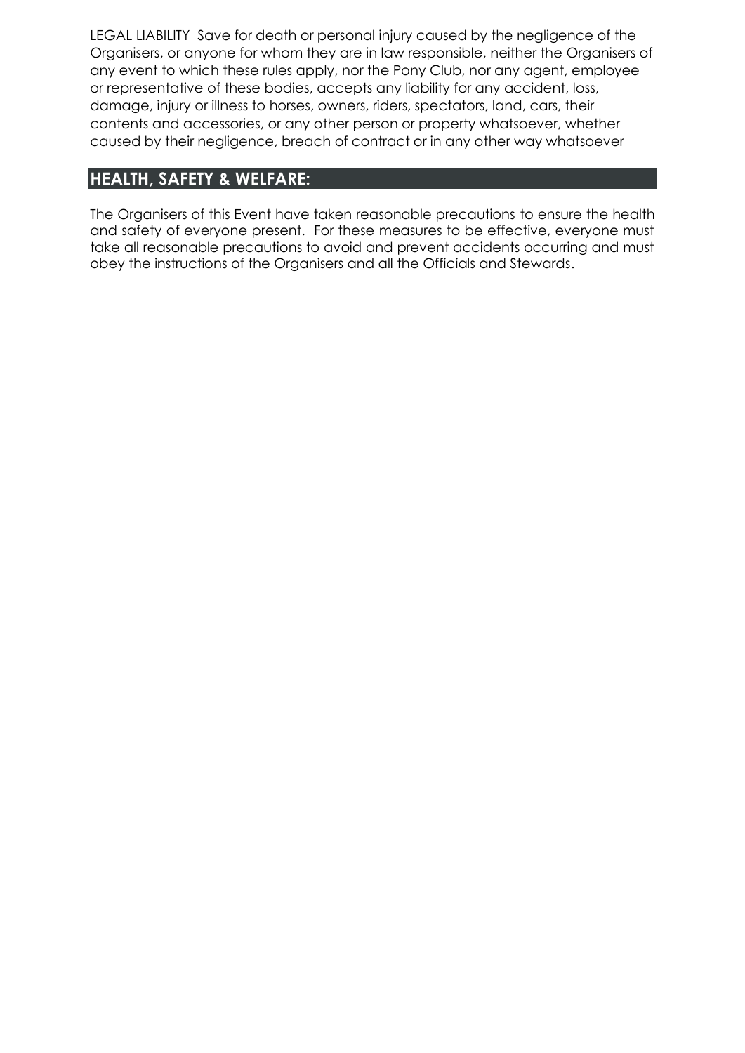LEGAL LIABILITY Save for death or personal injury caused by the negligence of the Organisers, or anyone for whom they are in law responsible, neither the Organisers of any event to which these rules apply, nor the Pony Club, nor any agent, employee or representative of these bodies, accepts any liability for any accident, loss, damage, injury or illness to horses, owners, riders, spectators, land, cars, their contents and accessories, or any other person or property whatsoever, whether caused by their negligence, breach of contract or in any other way whatsoever

## HEALTH, SAFETY & WELFARE:

The Organisers of this Event have taken reasonable precautions to ensure the health and safety of everyone present. For these measures to be effective, everyone must take all reasonable precautions to avoid and prevent accidents occurring and must obey the instructions of the Organisers and all the Officials and Stewards.